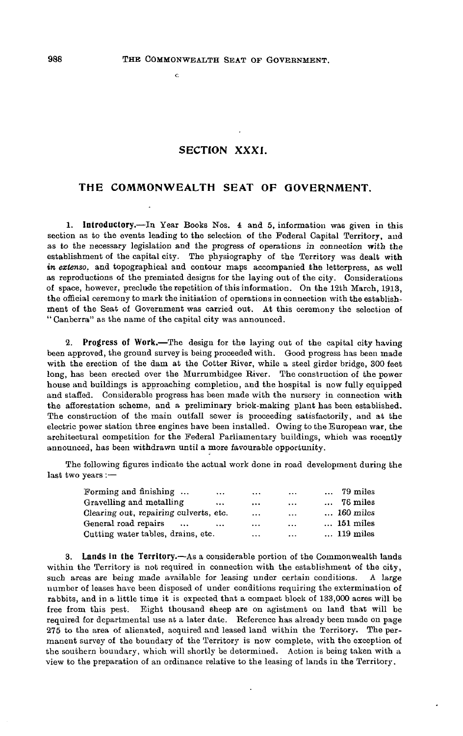# SECTION XXXI.

## THE COMMONWEALTH SEAT OF GOVERNMENT.

1. **Introductory.**—In Year Books Nos. 4 and 5, information was given in this section as to the events leading to the selection of the Federal Capital Territory, and as to the necessary legislation and the progress of operations in connection with the establishment of the capital city. The physiography of the Territory was dealt with *in extenso*, and topographical and contour maps accompanied the letterpress, as well as reproductions of the premiated designs for the laying out of the city. Considerations of space, however, preclude the repetition of this information. On the 12th March, 1913, the official ceremony to mark the initiation of operations in connection with the establishment of the Seat of Government was carried out. At this ceremony the selection of "Canberra" as the name of the capital city was announced.

2. **Progress of Work.**—The design for the laying out of the capital city having been approved, the ground survey is being proceeded with. Good progress has been made with the erection of the dam at the Cotter River, while a steel girder bridge, 300 feet long, has been erected over the Murrumbidgee River. The construction of the power house and buildings is approaching completion, and the hospital is now fully equipped and staffed. Considerable progress has been made with the nursery in connection with the afforestation scheme, and a preliminary brick-making plant has been established. The construction of the main outfall sewer is proceeding satisfactorily, and at the electric power station three engines have been installed. Owing to the European war, the architectural competition for the Federal Parliamentary buildings, which was recently announced, has been withdrawn until a more favourable opportunity.

The following figures indicate the actual work done in road development during the last two years:—

| | |
|---|---|
| Forming and finishing ... | 79 miles |
| Gravelling and metalling | 76 miles |
| Clearing out, repairing culverts, etc. | 160 miles |
| General road repairs | 151 miles |
| Cutting water tables, drains, etc. | 119 miles |

3. **Lands in the Territory.**—As a considerable portion of the Commonwealth lands within the Territory is not required in connection with the establishment of the city, such areas are being made available for leasing under certain conditions. A large number of leases have been disposed of under conditions requiring the extermination of rabbits, and in a little time it is expected that a compact block of 133,000 acres will be free from this pest. Eight thousand sheep are on agistment on land that will be required for departmental use at a later date. Reference has already been made on page 275 to the area of alienated, acquired and leased land within the Territory. The permanent survey of the boundary of the Territory is now complete, with the exception of the southern boundary, which will shortly be determined. Action is being taken with a view to the preparation of an ordinance relative to the leasing of lands in the Territory.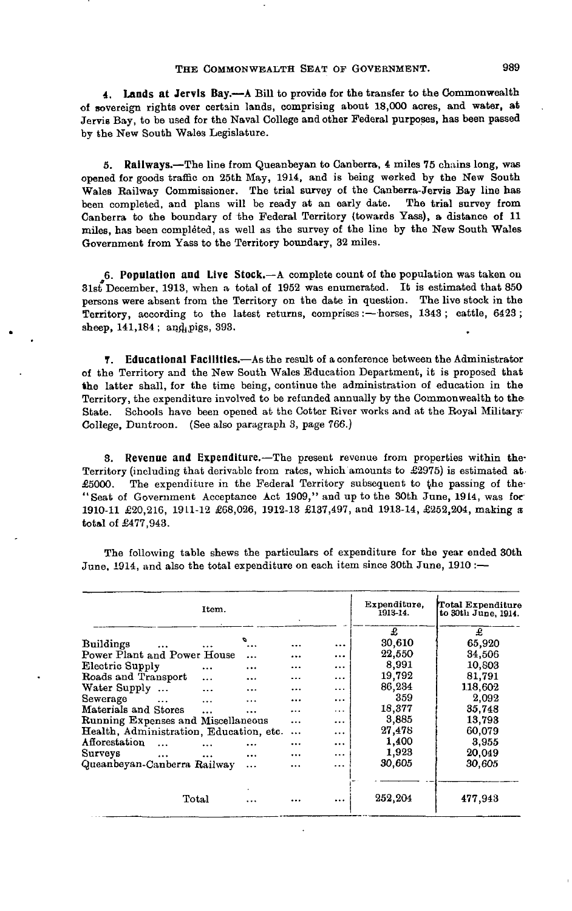**4. Lands at Jervis Bay.**—A Bill to provide for the transfer to the Commonwealth of sovereign rights over certain lands, comprising about 18,000 acres, and water, at Jervis Bay, to be used for the Naval College and other Federal purposes, has been passed by the New South Wales Legislature.

**5. Railways.**—The line from Queanbeyan to Canberra, 4 miles 75 chains long, was opened for goods traffic on 25th May, 1914, and is being worked by the New South Wales Railway Commissioner. The trial survey of the Canberra-Jervis Bay line has been completed, and plans will be ready at an early date. The trial survey from Canberra to the boundary of the Federal Territory (towards Yass), a distance of 11 miles, has been completed, as well as the survey of the line by the New South Wales Government from Yass to the Territory boundary, 32 miles.

**6. Population and Live Stock.**—A complete count of the population was taken on 31st December, 1913, when a total of 1952 was enumerated. It is estimated that 850 persons were absent from the Territory on the date in question. The live stock in the Territory, according to the latest returns, comprises:—horses, 1343; cattle, 6423; sheep, 141,184; and pigs, 393.

**7. Educational Facilities.**—As the result of a conference between the Administrator of the Territory and the New South Wales Education Department, it is proposed that the latter shall, for the time being, continue the administration of education in the Territory, the expenditure involved to be refunded annually by the Commonwealth to the State. Schools have been opened at the Cotter River works and at the Royal Military College, Duntroon. (See also paragraph 3, page 766.)

**8. Revenue and Expenditure.**—The present revenue from properties within the Territory (including that derivable from rates, which amounts to £2975) is estimated at £5000. The expenditure in the Federal Territory subsequent to the passing of the "Seat of Government Acceptance Act 1909," and up to the 30th June, 1914, was for 1910-11 £20,216, 1911-12 £68,026, 1912-13 £137,497, and 1913-14, £252,204, making a total of £477,943.

The following table shews the particulars of expenditure for the year ended 30th June, 1914, and also the total expenditure on each item since 30th June, 1910:—

| Item. | Expenditure, 1913-14. | Total Expenditure to 30th June, 1914. |
|---|---|---|
| | £ | £ |
| Buildings | 30,610 | 65,920 |
| Power Plant and Power House | 22,550 | 34,506 |
| Electric Supply | 8,991 | 10,803 |
| Roads and Transport | 19,792 | 81,791 |
| Water Supply | 86,234 | 118,602 |
| Sewerage | 359 | 2,092 |
| Materials and Stores | 18,377 | 35,748 |
| Running Expenses and Miscellaneous | 3,885 | 13,793 |
| Health, Administration, Education, etc. | 27,478 | 60,079 |
| Afforestation | 1,400 | 3,955 |
| Surveys | 1,923 | 20,049 |
| Queanbeyan-Canberra Railway | 30,605 | 30,605 |
| Total | 252,204 | 477,943 |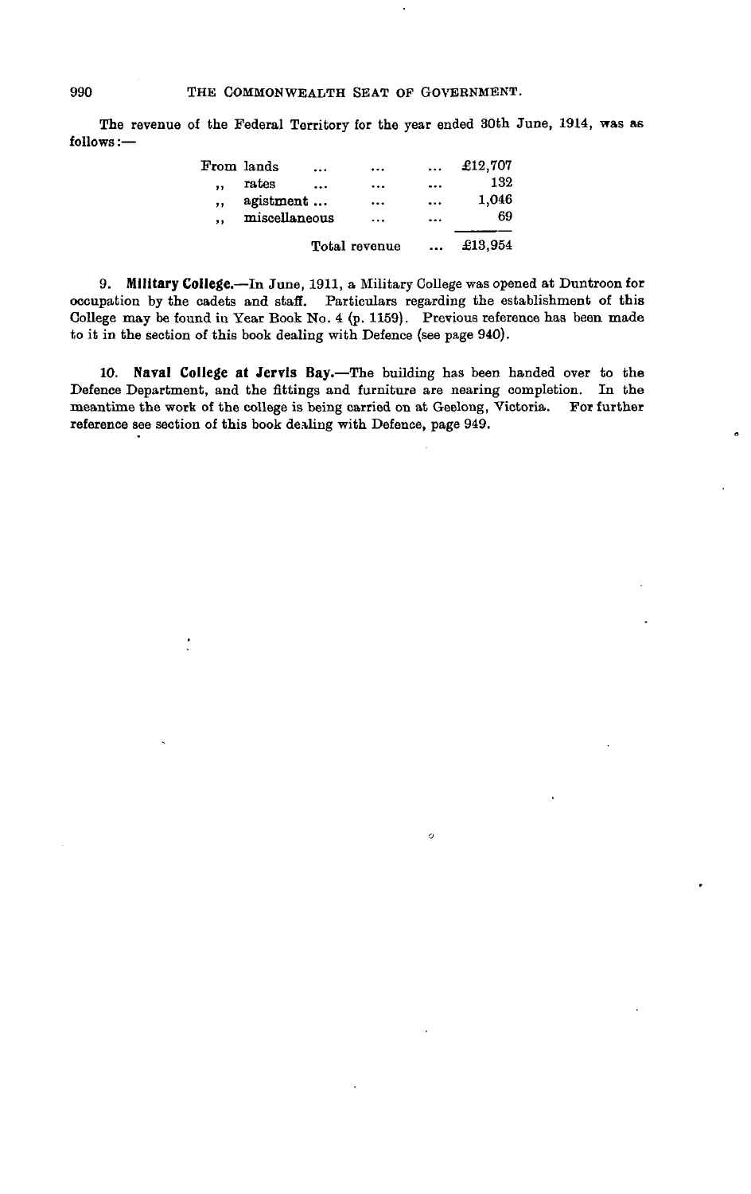The revenue of the Federal Territory for the year ended 30th June, 1914, was as follows:—

| | |
|---|---|
| From lands ... ... ... | £12,707 |
| ,, rates ... ... ... | 132 |
| ,, agistment ... ... ... | 1,046 |
| ,, miscellaneous ... ... | 69 |
| Total revenue ... | £13,954 |

9. **Military College.**—In June, 1911, a Military College was opened at Duntroon for occupation by the cadets and staff. Particulars regarding the establishment of this College may be found in Year Book No. 4 (p. 1159). Previous reference has been made to it in the section of this book dealing with Defence (see page 940).

10. **Naval College at Jervis Bay.**—The building has been handed over to the Defence Department, and the fittings and furniture are nearing completion. In the meantime the work of the college is being carried on at Geelong, Victoria. For further reference see section of this book dealing with Defence, page 949.